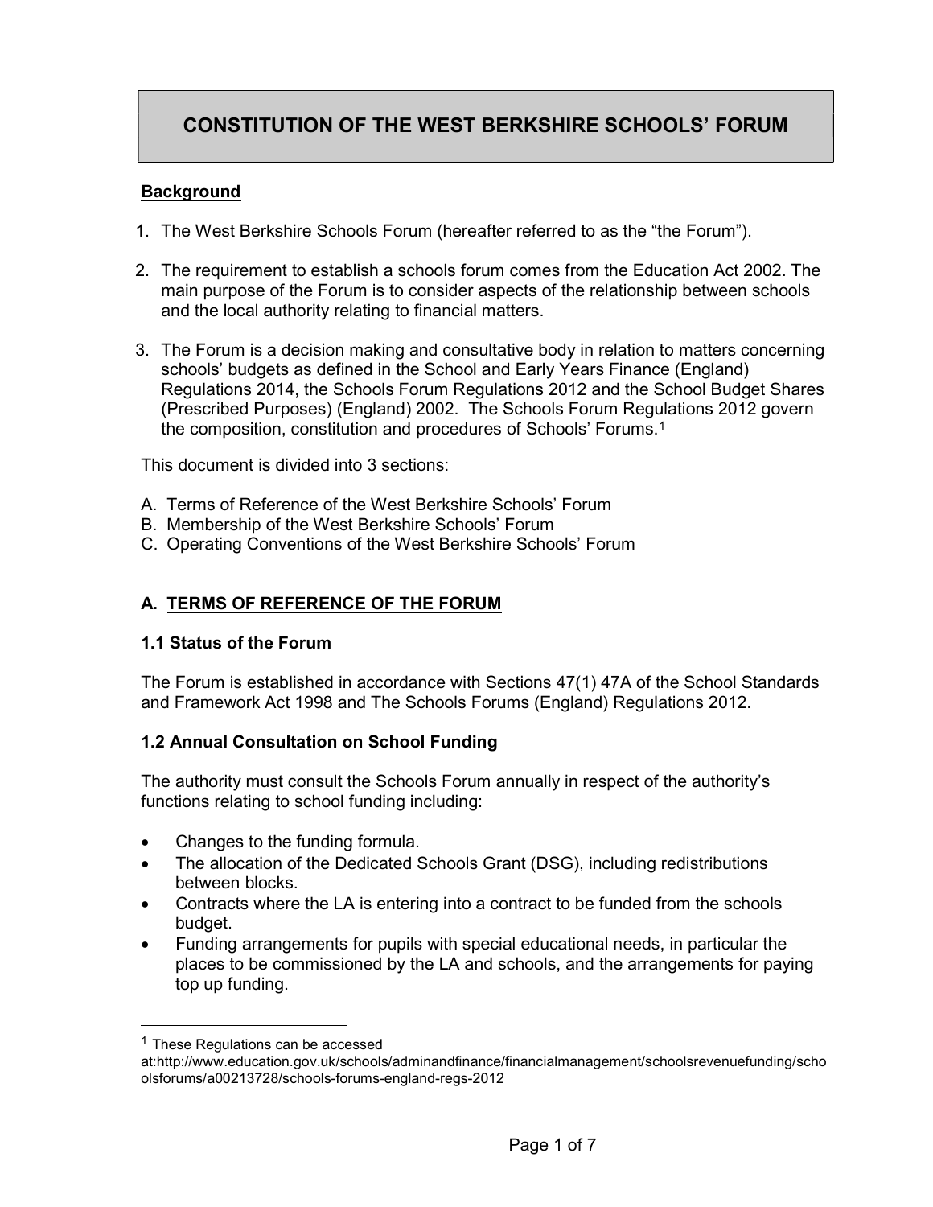# CONSTITUTION OF THE WEST BERKSHIRE SCHOOLS' FORUM

**Background**

1. The West Berkshire Schools Forum (hereafter referred to as the "the Forum").

2. The requirement to establish a schools forum comes from the Education Act 2002. The main purpose of the Forum is to consider aspects of the relationship between schools and the local authority relating to financial matters.

3. The Forum is a decision making and consultative body in relation to matters concerning schools' budgets as defined in the School and Early Years Finance (England) Regulations 2014, the Schools Forum Regulations 2012 and the School Budget Shares (Prescribed Purposes) (England) 2002. The Schools Forum Regulations 2012 govern the composition, constitution and procedures of Schools' Forums.[1]

This document is divided into 3 sections:

A. Terms of Reference of the West Berkshire Schools' Forum
B. Membership of the West Berkshire Schools' Forum
C. Operating Conventions of the West Berkshire Schools' Forum

## A. TERMS OF REFERENCE OF THE FORUM

### 1.1 Status of the Forum

The Forum is established in accordance with Sections 47(1) 47A of the School Standards and Framework Act 1998 and The Schools Forums (England) Regulations 2012.

### 1.2 Annual Consultation on School Funding

The authority must consult the Schools Forum annually in respect of the authority's functions relating to school funding including:

- Changes to the funding formula.
- The allocation of the Dedicated Schools Grant (DSG), including redistributions between blocks.
- Contracts where the LA is entering into a contract to be funded from the schools budget.
- Funding arrangements for pupils with special educational needs, in particular the places to be commissioned by the LA and schools, and the arrangements for paying top up funding.

---

[1] These Regulations can be accessed at:http://www.education.gov.uk/schools/adminandfinance/financialmanagement/schoolsrevenuefunding/schoolsforums/a00213728/schools-forums-england-regs-2012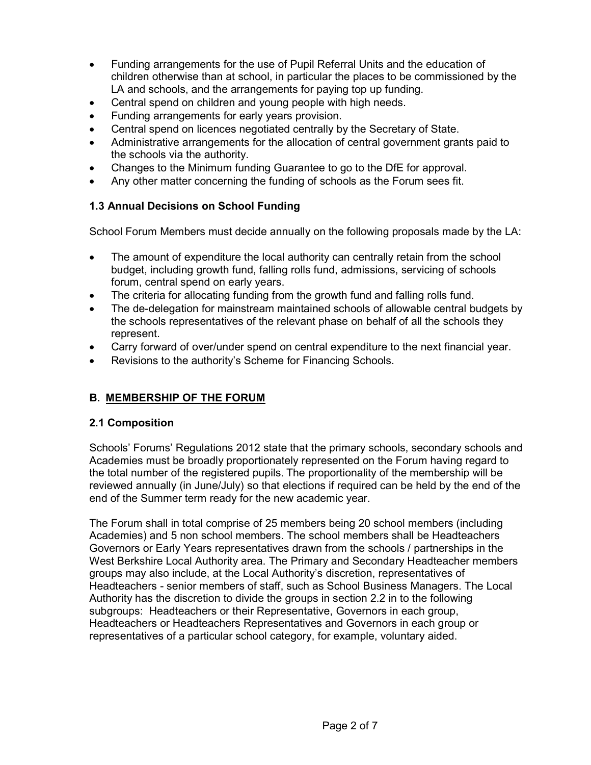- Funding arrangements for the use of Pupil Referral Units and the education of children otherwise than at school, in particular the places to be commissioned by the LA and schools, and the arrangements for paying top up funding.
- Central spend on children and young people with high needs.
- Funding arrangements for early years provision.
- Central spend on licences negotiated centrally by the Secretary of State.
- Administrative arrangements for the allocation of central government grants paid to the schools via the authority.
- Changes to the Minimum funding Guarantee to go to the DfE for approval.
- Any other matter concerning the funding of schools as the Forum sees fit.

### 1.3 Annual Decisions on School Funding

School Forum Members must decide annually on the following proposals made by the LA:

- The amount of expenditure the local authority can centrally retain from the school budget, including growth fund, falling rolls fund, admissions, servicing of schools forum, central spend on early years.
- The criteria for allocating funding from the growth fund and falling rolls fund.
- The de-delegation for mainstream maintained schools of allowable central budgets by the schools representatives of the relevant phase on behalf of all the schools they represent.
- Carry forward of over/under spend on central expenditure to the next financial year.
- Revisions to the authority's Scheme for Financing Schools.

## B. MEMBERSHIP OF THE FORUM

### 2.1 Composition

Schools' Forums' Regulations 2012 state that the primary schools, secondary schools and Academies must be broadly proportionately represented on the Forum having regard to the total number of the registered pupils. The proportionality of the membership will be reviewed annually (in June/July) so that elections if required can be held by the end of the end of the Summer term ready for the new academic year.

The Forum shall in total comprise of 25 members being 20 school members (including Academies) and 5 non school members. The school members shall be Headteachers Governors or Early Years representatives drawn from the schools / partnerships in the West Berkshire Local Authority area. The Primary and Secondary Headteacher members groups may also include, at the Local Authority's discretion, representatives of Headteachers - senior members of staff, such as School Business Managers. The Local Authority has the discretion to divide the groups in section 2.2 in to the following subgroups: Headteachers or their Representative, Governors in each group, Headteachers or Headteachers Representatives and Governors in each group or representatives of a particular school category, for example, voluntary aided.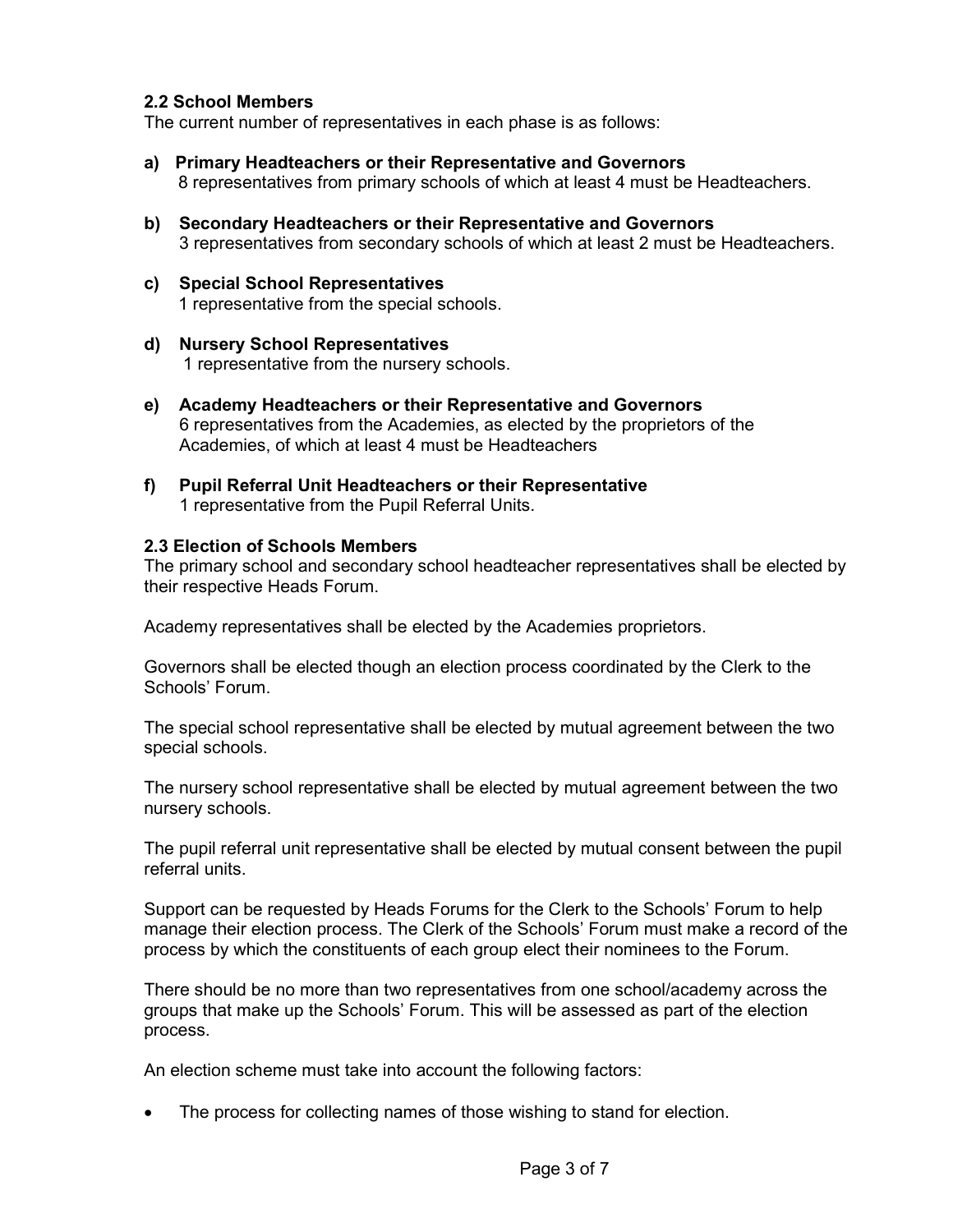### 2.2 School Members

The current number of representatives in each phase is as follows:

a) **Primary Headteachers or their Representative and Governors**
   8 representatives from primary schools of which at least 4 must be Headteachers.

b) **Secondary Headteachers or their Representative and Governors**
   3 representatives from secondary schools of which at least 2 must be Headteachers.

c) **Special School Representatives**
   1 representative from the special schools.

d) **Nursery School Representatives**
   1 representative from the nursery schools.

e) **Academy Headteachers or their Representative and Governors**
   6 representatives from the Academies, as elected by the proprietors of the Academies, of which at least 4 must be Headteachers

f) **Pupil Referral Unit Headteachers or their Representative**
   1 representative from the Pupil Referral Units.

### 2.3 Election of Schools Members

The primary school and secondary school headteacher representatives shall be elected by their respective Heads Forum.

Academy representatives shall be elected by the Academies proprietors.

Governors shall be elected though an election process coordinated by the Clerk to the Schools' Forum.

The special school representative shall be elected by mutual agreement between the two special schools.

The nursery school representative shall be elected by mutual agreement between the two nursery schools.

The pupil referral unit representative shall be elected by mutual consent between the pupil referral units.

Support can be requested by Heads Forums for the Clerk to the Schools' Forum to help manage their election process. The Clerk of the Schools' Forum must make a record of the process by which the constituents of each group elect their nominees to the Forum.

There should be no more than two representatives from one school/academy across the groups that make up the Schools' Forum. This will be assessed as part of the election process.

An election scheme must take into account the following factors:

- The process for collecting names of those wishing to stand for election.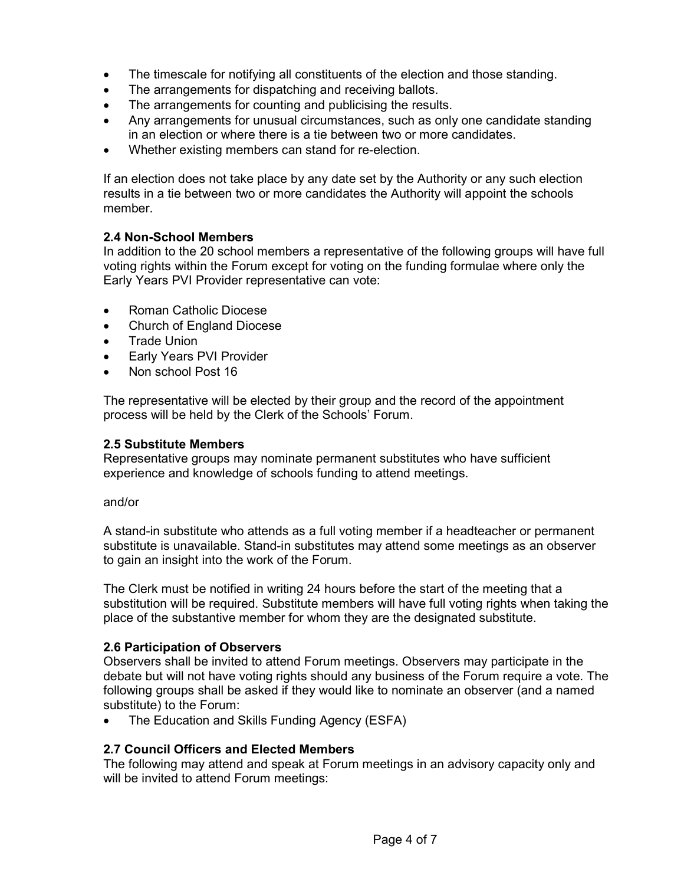- The timescale for notifying all constituents of the election and those standing.
- The arrangements for dispatching and receiving ballots.
- The arrangements for counting and publicising the results.
- Any arrangements for unusual circumstances, such as only one candidate standing in an election or where there is a tie between two or more candidates.
- Whether existing members can stand for re-election.

If an election does not take place by any date set by the Authority or any such election results in a tie between two or more candidates the Authority will appoint the schools member.

### 2.4 Non-School Members

In addition to the 20 school members a representative of the following groups will have full voting rights within the Forum except for voting on the funding formulae where only the Early Years PVI Provider representative can vote:

- Roman Catholic Diocese
- Church of England Diocese
- Trade Union
- Early Years PVI Provider
- Non school Post 16

The representative will be elected by their group and the record of the appointment process will be held by the Clerk of the Schools' Forum.

### 2.5 Substitute Members

Representative groups may nominate permanent substitutes who have sufficient experience and knowledge of schools funding to attend meetings.

and/or

A stand-in substitute who attends as a full voting member if a headteacher or permanent substitute is unavailable. Stand-in substitutes may attend some meetings as an observer to gain an insight into the work of the Forum.

The Clerk must be notified in writing 24 hours before the start of the meeting that a substitution will be required. Substitute members will have full voting rights when taking the place of the substantive member for whom they are the designated substitute.

### 2.6 Participation of Observers

Observers shall be invited to attend Forum meetings. Observers may participate in the debate but will not have voting rights should any business of the Forum require a vote. The following groups shall be asked if they would like to nominate an observer (and a named substitute) to the Forum:

- The Education and Skills Funding Agency (ESFA)

### 2.7 Council Officers and Elected Members

The following may attend and speak at Forum meetings in an advisory capacity only and will be invited to attend Forum meetings: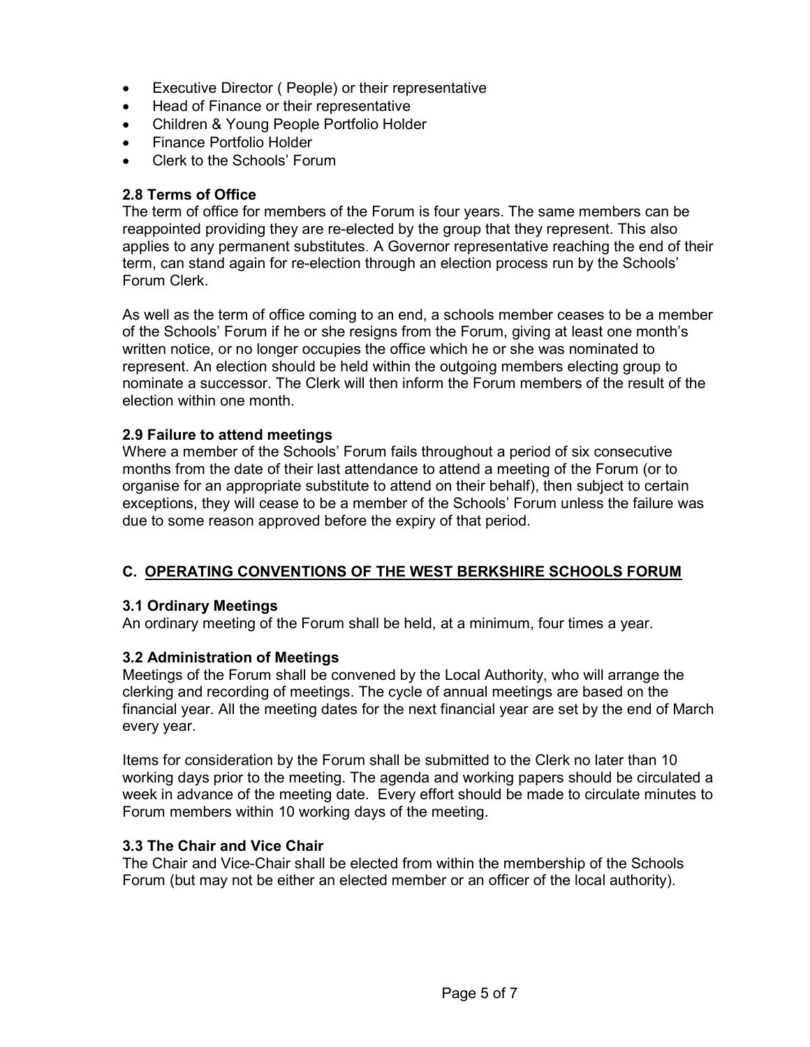- Executive Director ( People) or their representative
- Head of Finance or their representative
- Children & Young People Portfolio Holder
- Finance Portfolio Holder
- Clerk to the Schools' Forum

### 2.8 Terms of Office

The term of office for members of the Forum is four years. The same members can be reappointed providing they are re-elected by the group that they represent. This also applies to any permanent substitutes. A Governor representative reaching the end of their term, can stand again for re-election through an election process run by the Schools' Forum Clerk.

As well as the term of office coming to an end, a schools member ceases to be a member of the Schools' Forum if he or she resigns from the Forum, giving at least one month's written notice, or no longer occupies the office which he or she was nominated to represent. An election should be held within the outgoing members electing group to nominate a successor. The Clerk will then inform the Forum members of the result of the election within one month.

### 2.9 Failure to attend meetings

Where a member of the Schools' Forum fails throughout a period of six consecutive months from the date of their last attendance to attend a meeting of the Forum (or to organise for an appropriate substitute to attend on their behalf), then subject to certain exceptions, they will cease to be a member of the Schools' Forum unless the failure was due to some reason approved before the expiry of that period.

## C. OPERATING CONVENTIONS OF THE WEST BERKSHIRE SCHOOLS FORUM

### 3.1 Ordinary Meetings

An ordinary meeting of the Forum shall be held, at a minimum, four times a year.

### 3.2 Administration of Meetings

Meetings of the Forum shall be convened by the Local Authority, who will arrange the clerking and recording of meetings. The cycle of annual meetings are based on the financial year. All the meeting dates for the next financial year are set by the end of March every year.

Items for consideration by the Forum shall be submitted to the Clerk no later than 10 working days prior to the meeting. The agenda and working papers should be circulated a week in advance of the meeting date. Every effort should be made to circulate minutes to Forum members within 10 working days of the meeting.

### 3.3 The Chair and Vice Chair

The Chair and Vice-Chair shall be elected from within the membership of the Schools Forum (but may not be either an elected member or an officer of the local authority).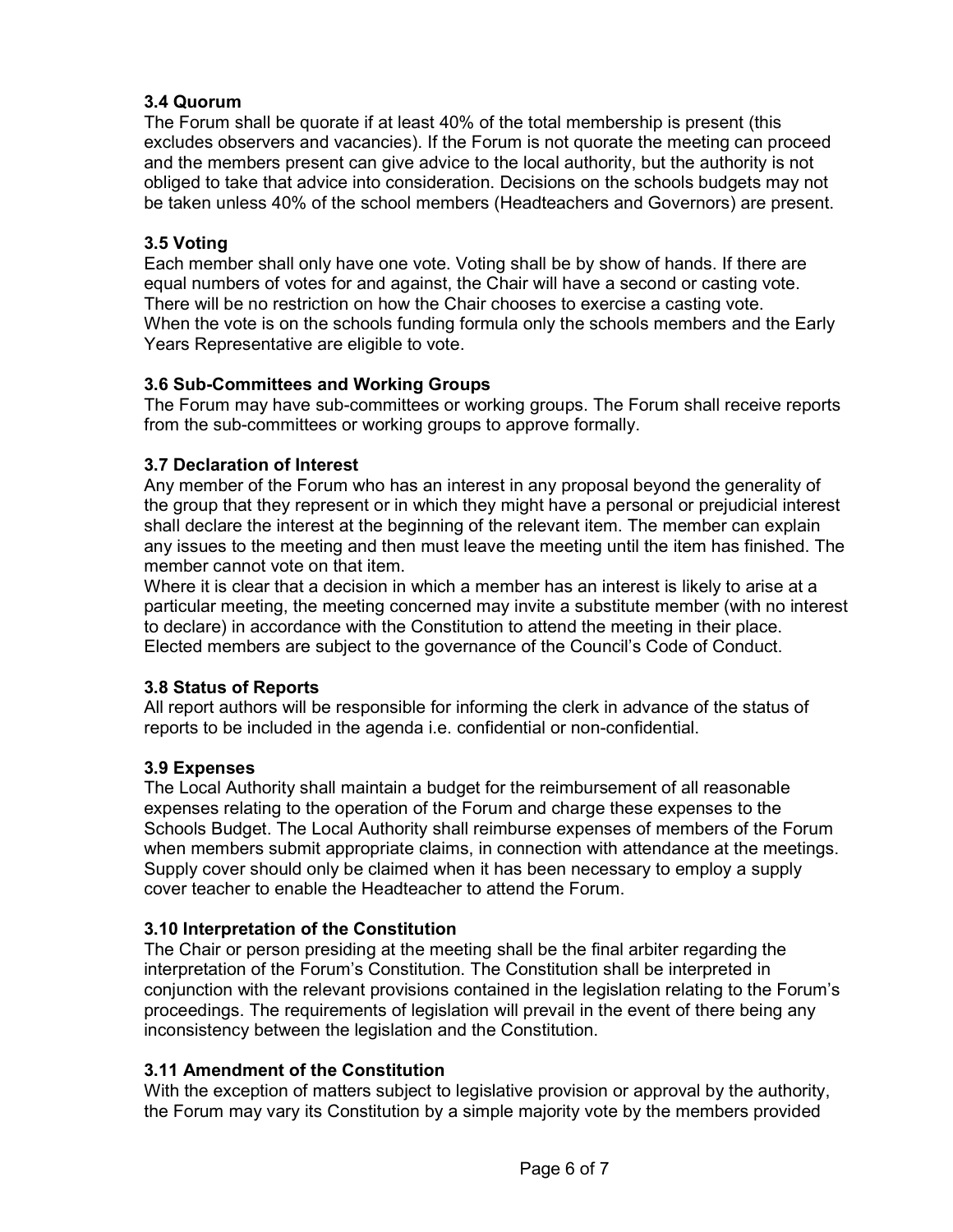### 3.4 Quorum

The Forum shall be quorate if at least 40% of the total membership is present (this excludes observers and vacancies). If the Forum is not quorate the meeting can proceed and the members present can give advice to the local authority, but the authority is not obliged to take that advice into consideration. Decisions on the schools budgets may not be taken unless 40% of the school members (Headteachers and Governors) are present.

### 3.5 Voting

Each member shall only have one vote. Voting shall be by show of hands. If there are equal numbers of votes for and against, the Chair will have a second or casting vote. There will be no restriction on how the Chair chooses to exercise a casting vote.
When the vote is on the schools funding formula only the schools members and the Early Years Representative are eligible to vote.

### 3.6 Sub-Committees and Working Groups

The Forum may have sub-committees or working groups. The Forum shall receive reports from the sub-committees or working groups to approve formally.

### 3.7 Declaration of Interest

Any member of the Forum who has an interest in any proposal beyond the generality of the group that they represent or in which they might have a personal or prejudicial interest shall declare the interest at the beginning of the relevant item. The member can explain any issues to the meeting and then must leave the meeting until the item has finished. The member cannot vote on that item.
Where it is clear that a decision in which a member has an interest is likely to arise at a particular meeting, the meeting concerned may invite a substitute member (with no interest to declare) in accordance with the Constitution to attend the meeting in their place.
Elected members are subject to the governance of the Council's Code of Conduct.

### 3.8 Status of Reports

All report authors will be responsible for informing the clerk in advance of the status of reports to be included in the agenda i.e. confidential or non-confidential.

### 3.9 Expenses

The Local Authority shall maintain a budget for the reimbursement of all reasonable expenses relating to the operation of the Forum and charge these expenses to the Schools Budget. The Local Authority shall reimburse expenses of members of the Forum when members submit appropriate claims, in connection with attendance at the meetings. Supply cover should only be claimed when it has been necessary to employ a supply cover teacher to enable the Headteacher to attend the Forum.

### 3.10 Interpretation of the Constitution

The Chair or person presiding at the meeting shall be the final arbiter regarding the interpretation of the Forum's Constitution. The Constitution shall be interpreted in conjunction with the relevant provisions contained in the legislation relating to the Forum's proceedings. The requirements of legislation will prevail in the event of there being any inconsistency between the legislation and the Constitution.

### 3.11 Amendment of the Constitution

With the exception of matters subject to legislative provision or approval by the authority, the Forum may vary its Constitution by a simple majority vote by the members provided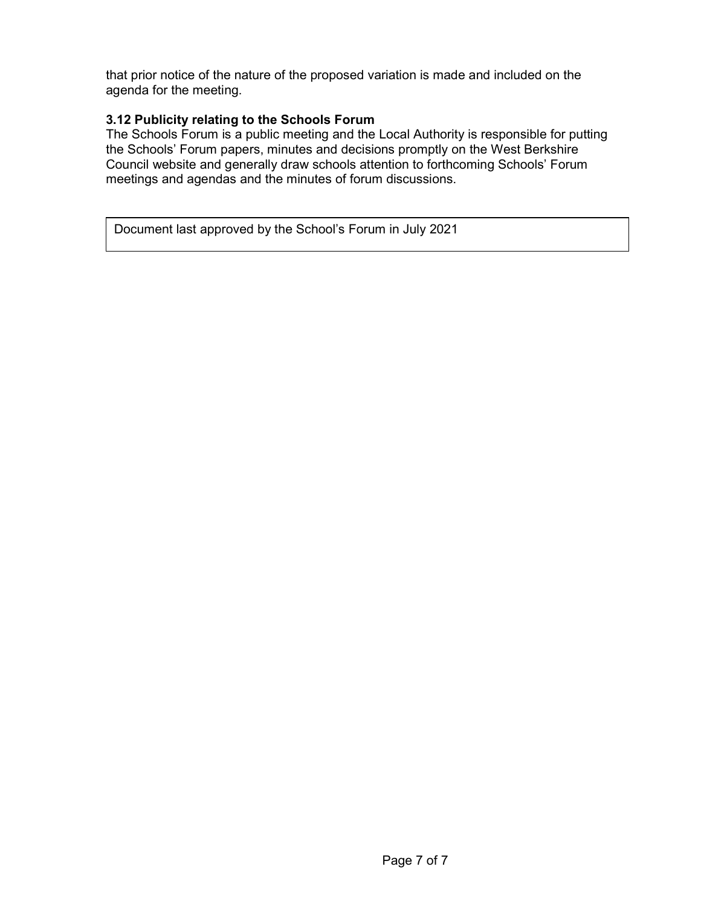that prior notice of the nature of the proposed variation is made and included on the agenda for the meeting.

**3.12 Publicity relating to the Schools Forum**

The Schools Forum is a public meeting and the Local Authority is responsible for putting the Schools' Forum papers, minutes and decisions promptly on the West Berkshire Council website and generally draw schools attention to forthcoming Schools' Forum meetings and agendas and the minutes of forum discussions.

| |
|---|
| Document last approved by the School's Forum in July 2021 |